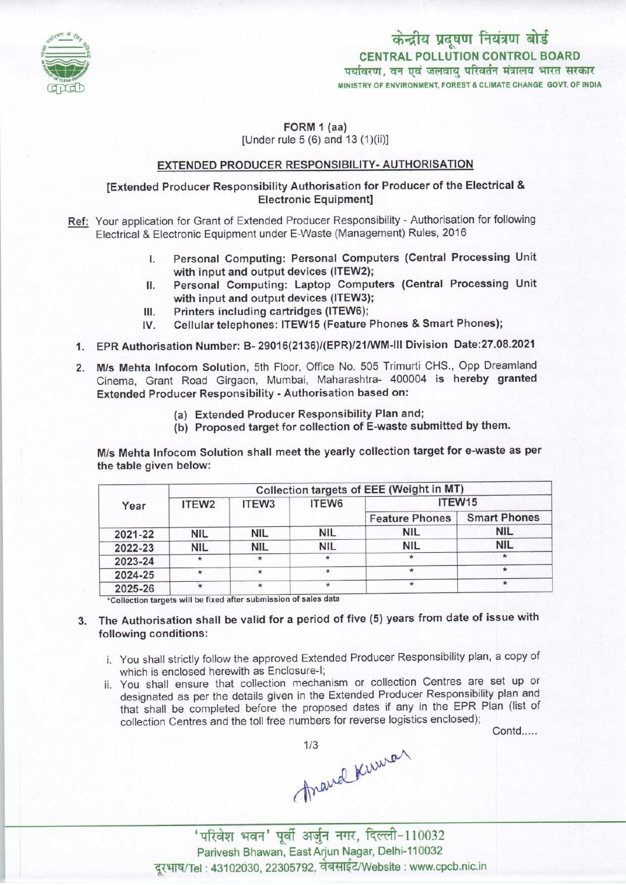केन्द्रीय प्रदूषण नियंत्रण बोर्ड
**CENTRAL POLLUTION CONTROL BOARD**
पर्यावरण, वन एवं जलवायु परिवर्तन मंत्रालय भारत सरकार
MINISTRY OF ENVIRONMENT, FOREST & CLIMATE CHANGE GOVT. OF INDIA

**FORM 1 (aa)**
[Under rule 5 (6) and 13 (1)(ii)]

**EXTENDED PRODUCER RESPONSIBILITY- AUTHORISATION**

**[Extended Producer Responsibility Authorisation for Producer of the Electrical & Electronic Equipment]**

Ref: Your application for Grant of Extended Producer Responsibility - Authorisation for following Electrical & Electronic Equipment under E-Waste (Management) Rules, 2016

I. Personal Computing: Personal Computers (Central Processing Unit with input and output devices (ITEW2);
II. Personal Computing: Laptop Computers (Central Processing Unit with input and output devices (ITEW3);
III. Printers including cartridges (ITEW6);
IV. Cellular telephones: ITEW15 (Feature Phones & Smart Phones);

1. EPR Authorisation Number: B- 29016(2136)/(EPR)/21/WM-III Division Date:27.08.2021

2. M/s Mehta Infocom Solution, 5th Floor, Office No. 505 Trimurti CHS., Opp Dreamland Cinema, Grant Road Girgaon, Mumbai, Maharashtra- 400004 is hereby granted Extended Producer Responsibility - Authorisation based on:
   (a) Extended Producer Responsibility Plan and;
   (b) Proposed target for collection of E-waste submitted by them.

M/s Mehta Infocom Solution shall meet the yearly collection target for e-waste as per the table given below:

| Year | Collection targets of EEE (Weight in MT) | | | | |
|---|---|---|---|---|---|
| | ITEW2 | ITEW3 | ITEW6 | ITEW15 | |
| | | | | Feature Phones | Smart Phones |
| 2021-22 | NIL | NIL | NIL | NIL | NIL |
| 2022-23 | NIL | NIL | NIL | NIL | NIL |
| 2023-24 | * | * | * | * | * |
| 2024-25 | * | * | * | * | * |
| 2025-26 | * | * | * | * | * |

*Collection targets will be fixed after submission of sales data

3. The Authorisation shall be valid for a period of five (5) years from date of issue with following conditions:
   i. You shall strictly follow the approved Extended Producer Responsibility plan, a copy of which is enclosed herewith as Enclosure-I;
   ii. You shall ensure that collection mechanism or collection Centres are set up or designated as per the details given in the Extended Producer Responsibility plan and that shall be completed before the proposed dates if any in the EPR Plan (list of collection Centres and the toll free numbers for reverse logistics enclosed);

Contd.....

'परिवेश भवन' पूर्वी अर्जुन नगर, दिल्ली-110032
Parivesh Bhawan, East Arjun Nagar, Delhi-110032
दूरभाष/Tel : 43102030, 22305792, वेबसाईट/Website : www.cpcb.nic.in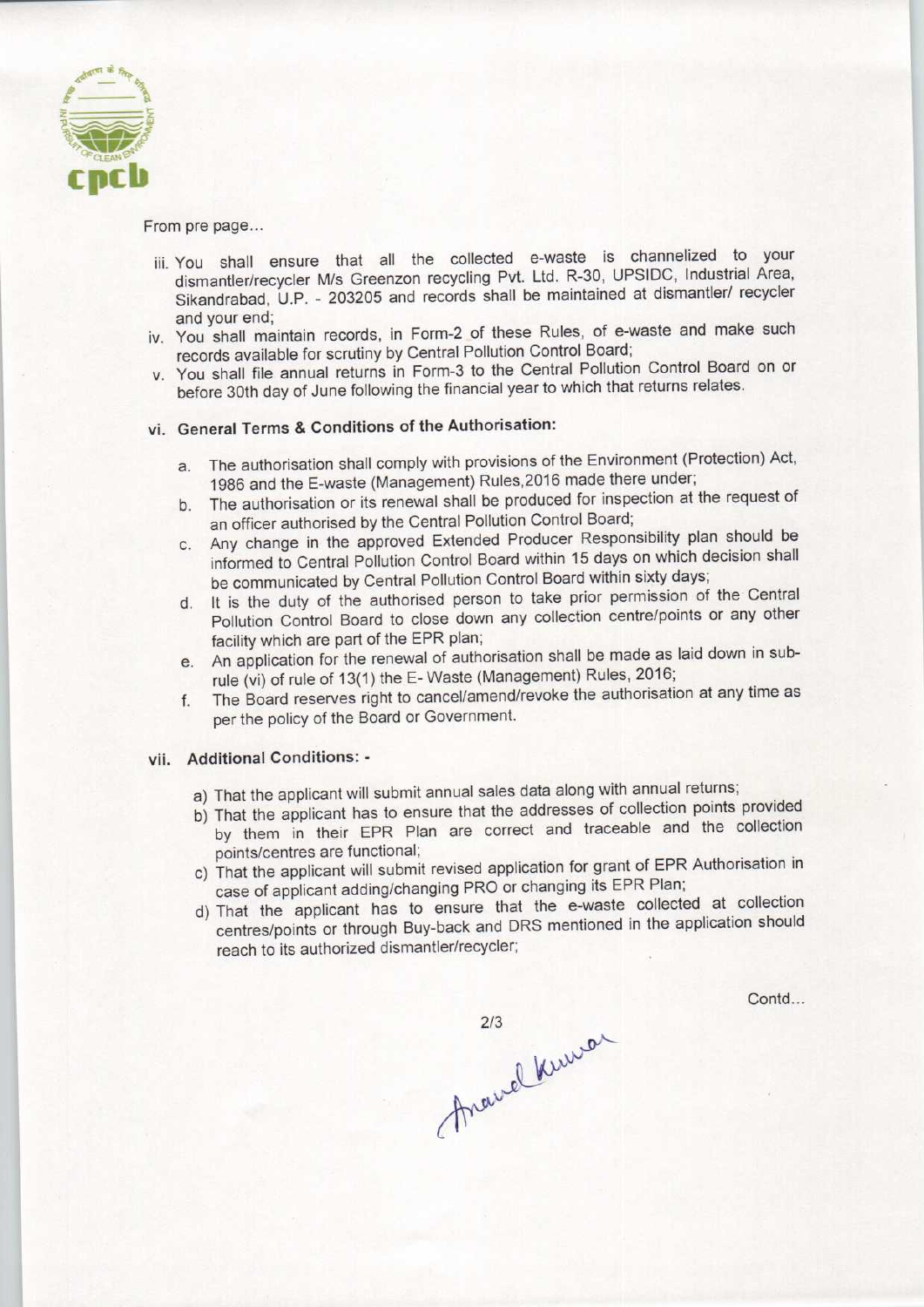From pre page...

iii. You shall ensure that all the collected e-waste is channelized to your dismantler/recycler M/s Greenzon recycling Pvt. Ltd. R-30, UPSIDC, Industrial Area, Sikandrabad, U.P. - 203205 and records shall be maintained at dismantler/ recycler and your end;
iv. You shall maintain records, in Form-2 of these Rules, of e-waste and make such records available for scrutiny by Central Pollution Control Board;
v. You shall file annual returns in Form-3 to the Central Pollution Control Board on or before 30th day of June following the financial year to which that returns relates.

vi. **General Terms & Conditions of the Authorisation:**

a. The authorisation shall comply with provisions of the Environment (Protection) Act, 1986 and the E-waste (Management) Rules,2016 made there under;
b. The authorisation or its renewal shall be produced for inspection at the request of an officer authorised by the Central Pollution Control Board;
c. Any change in the approved Extended Producer Responsibility plan should be informed to Central Pollution Control Board within 15 days on which decision shall be communicated by Central Pollution Control Board within sixty days;
d. It is the duty of the authorised person to take prior permission of the Central Pollution Control Board to close down any collection centre/points or any other facility which are part of the EPR plan;
e. An application for the renewal of authorisation shall be made as laid down in sub-rule (vi) of rule of 13(1) the E- Waste (Management) Rules, 2016;
f. The Board reserves right to cancel/amend/revoke the authorisation at any time as per the policy of the Board or Government.

vii. **Additional Conditions: -**

a) That the applicant will submit annual sales data along with annual returns;
b) That the applicant has to ensure that the addresses of collection points provided by them in their EPR Plan are correct and traceable and the collection points/centres are functional;
c) That the applicant will submit revised application for grant of EPR Authorisation in case of applicant adding/changing PRO or changing its EPR Plan;
d) That the applicant has to ensure that the e-waste collected at collection centres/points or through Buy-back and DRS mentioned in the application should reach to its authorized dismantler/recycler;

Contd...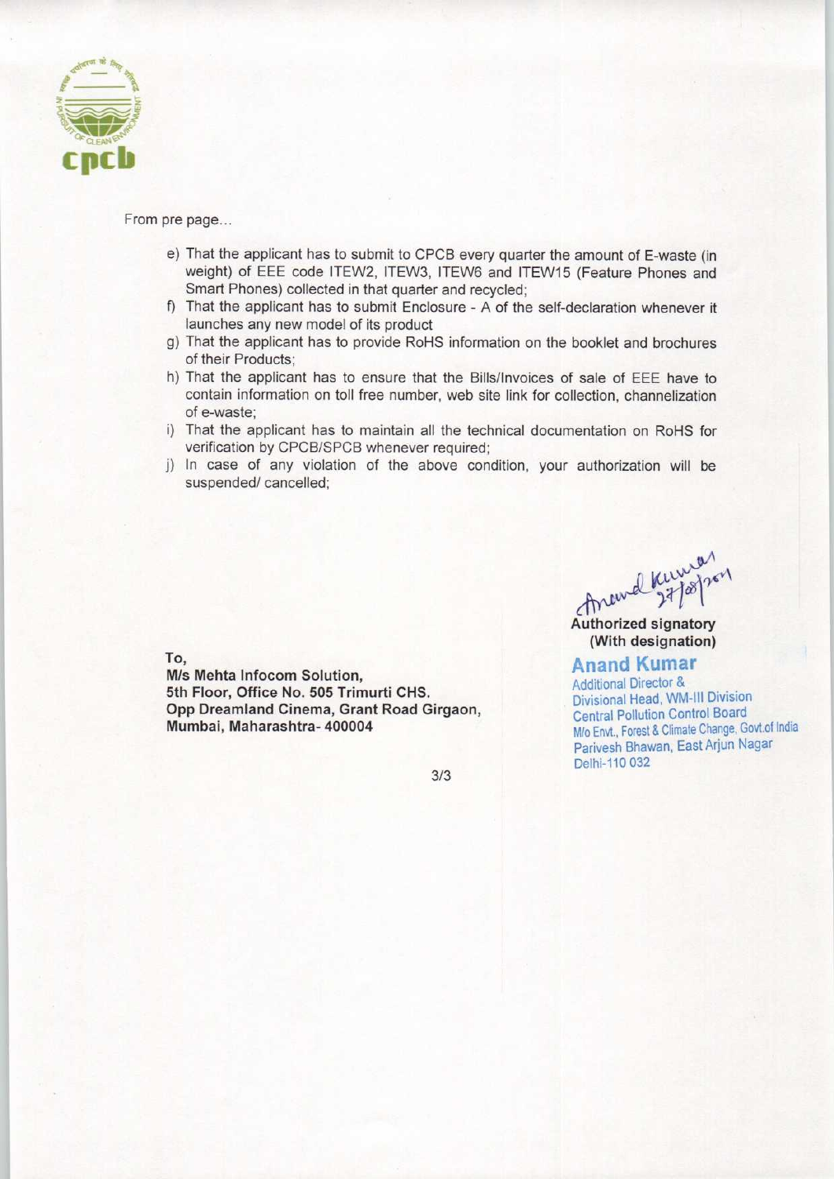From pre page...

e) That the applicant has to submit to CPCB every quarter the amount of E-waste (in weight) of EEE code ITEW2, ITEW3, ITEW6 and ITEW15 (Feature Phones and Smart Phones) collected in that quarter and recycled;

f) That the applicant has to submit Enclosure - A of the self-declaration whenever it launches any new model of its product

g) That the applicant has to provide RoHS information on the booklet and brochures of their Products;

h) That the applicant has to ensure that the Bills/Invoices of sale of EEE have to contain information on toll free number, web site link for collection, channelization of e-waste;

i) That the applicant has to maintain all the technical documentation on RoHS for verification by CPCB/SPCB whenever required;

j) In case of any violation of the above condition, your authorization will be suspended/ cancelled;

Anand Kumar 27/08/2021

**Authorized signatory**
**(With designation)**

**Anand Kumar**
Additional Director &
Divisional Head, WM-III Division
Central Pollution Control Board
M/o Envt., Forest & Climate Change, Govt.of India
Parivesh Bhawan, East Arjun Nagar
Delhi-110 032

**To,**
**M/s Mehta Infocom Solution,**
**5th Floor, Office No. 505 Trimurti CHS.**
**Opp Dreamland Cinema, Grant Road Girgaon,**
**Mumbai, Maharashtra- 400004**